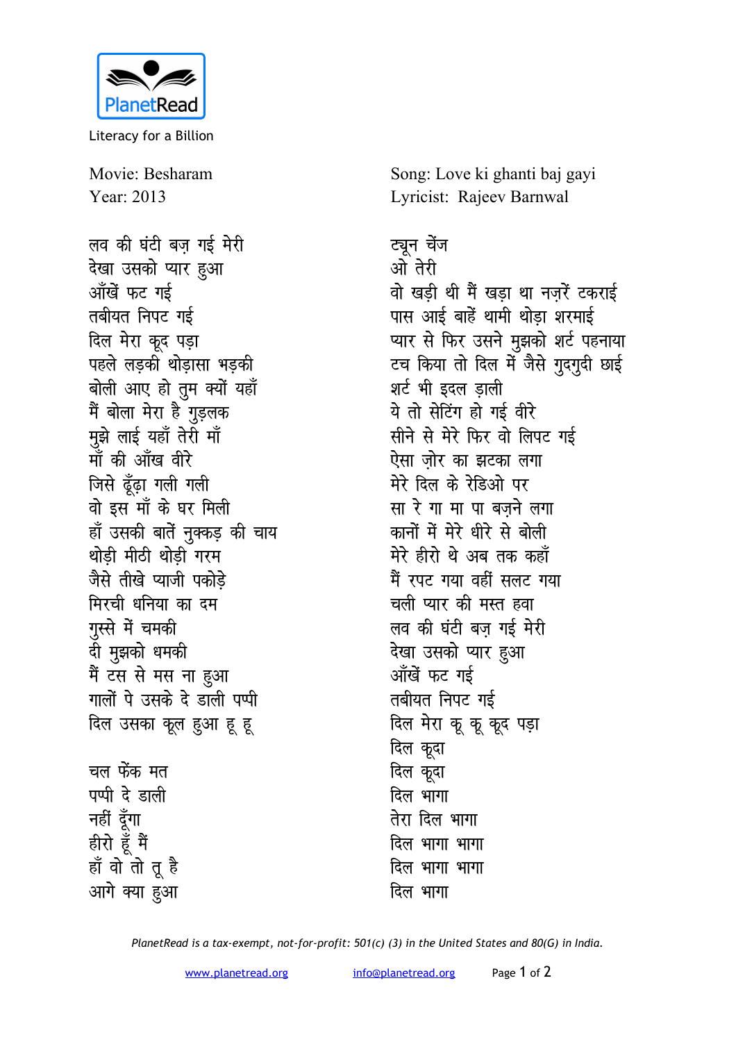PlanetRead

Literacy for a Billion

Movie: Besharam
Year: 2013

Song: Love ki ghanti baj gayi
Lyricist: Rajeev Barnwal

लव की घंटी बज़ गई मेरी
देखा उसको प्यार हुआ
आँखें फट गई
तबीयत निपट गई
दिल मेरा कूद पड़ा
पहले लड़की थोड़ासा भड़की
बोली आए हो तुम क्यों यहाँ
मैं बोला मेरा है गुड़लक
मुझे लाई यहाँ तेरी माँ
माँ की आँख वीरे
जिसे ढूँढ़ा गली गली
वो इस माँ के घर मिली
हाँ उसकी बातें नुक्कड़ की चाय
थोड़ी मीठी थोड़ी गरम
जैसे तीखे प्याजी पकोड़े
मिरची धनिया का दम
गुस्से में चमकी
दी मुझको धमकी
मैं टस से मस ना हुआ
गालों पे उसके दे डाली पप्पी
दिल उसका कूल हुआ हू हू

चल फेंक मत
पप्पी दे डाली
नहीं दूँगा
हीरो हूँ मैं
हाँ वो तो तू है
आगे क्या हुआ

ट्यून चेंज
ओ तेरी
वो खड़ी थी मैं खड़ा था नज़रें टकराई
पास आई बाहें थामी थोड़ा शरमाई
प्यार से फिर उसने मुझको शर्ट पहनाया
टच किया तो दिल में जैसे गुदगुदी छाई
शर्ट भी इदल ड़ाली
ये तो सेटिंग हो गई वीरे
सीने से मेरे फिर वो लिपट गई
ऐसा ज़ोर का झटका लगा
मेरे दिल के रेडिओ पर
सा रे गा मा पा बज़ने लगा
कानों में मेरे धीरे से बोली
मेरे हीरो थे अब तक कहाँ
मैं रपट गया वहीं सलट गया
चली प्यार की मस्त हवा
लव की घंटी बज़ गई मेरी
देखा उसको प्यार हुआ
आँखें फट गई
तबीयत निपट गई
दिल मेरा कू कू कूद पड़ा
दिल कूदा
दिल कूदा
दिल भागा
तेरा दिल भागा
दिल भागा भागा
दिल भागा भागा
दिल भागा

*PlanetRead is a tax-exempt, not-for-profit: 501(c) (3) in the United States and 80(G) in India.*

www.planetread.org info@planetread.org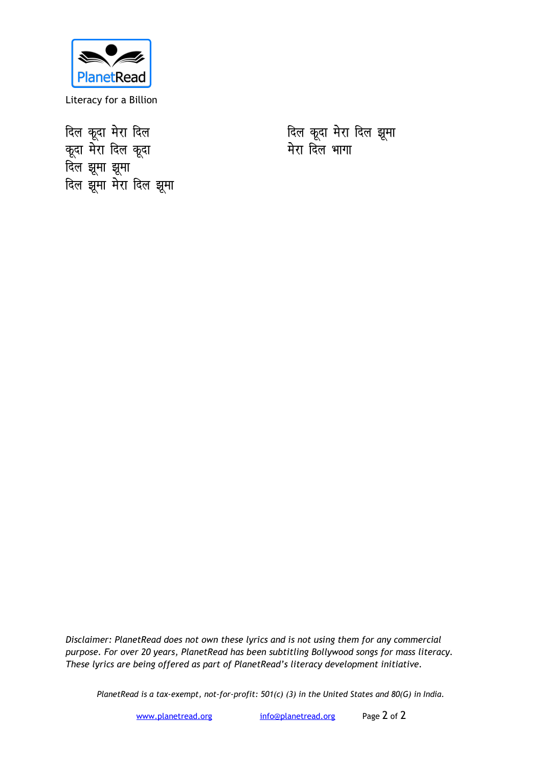Literacy for a Billion

दिल कूदा मेरा दिल
कूदा मेरा दिल कूदा
दिल झूमा झूमा
दिल झूमा मेरा दिल झूमा

दिल कूदा मेरा दिल झूमा
मेरा दिल भागा

*Disclaimer: PlanetRead does not own these lyrics and is not using them for any commercial purpose. For over 20 years, PlanetRead has been subtitling Bollywood songs for mass literacy. These lyrics are being offered as part of PlanetRead's literacy development initiative.*

*PlanetRead is a tax-exempt, not-for-profit: 501(c) (3) in the United States and 80(G) in India.*

www.planetread.org info@planetread.org